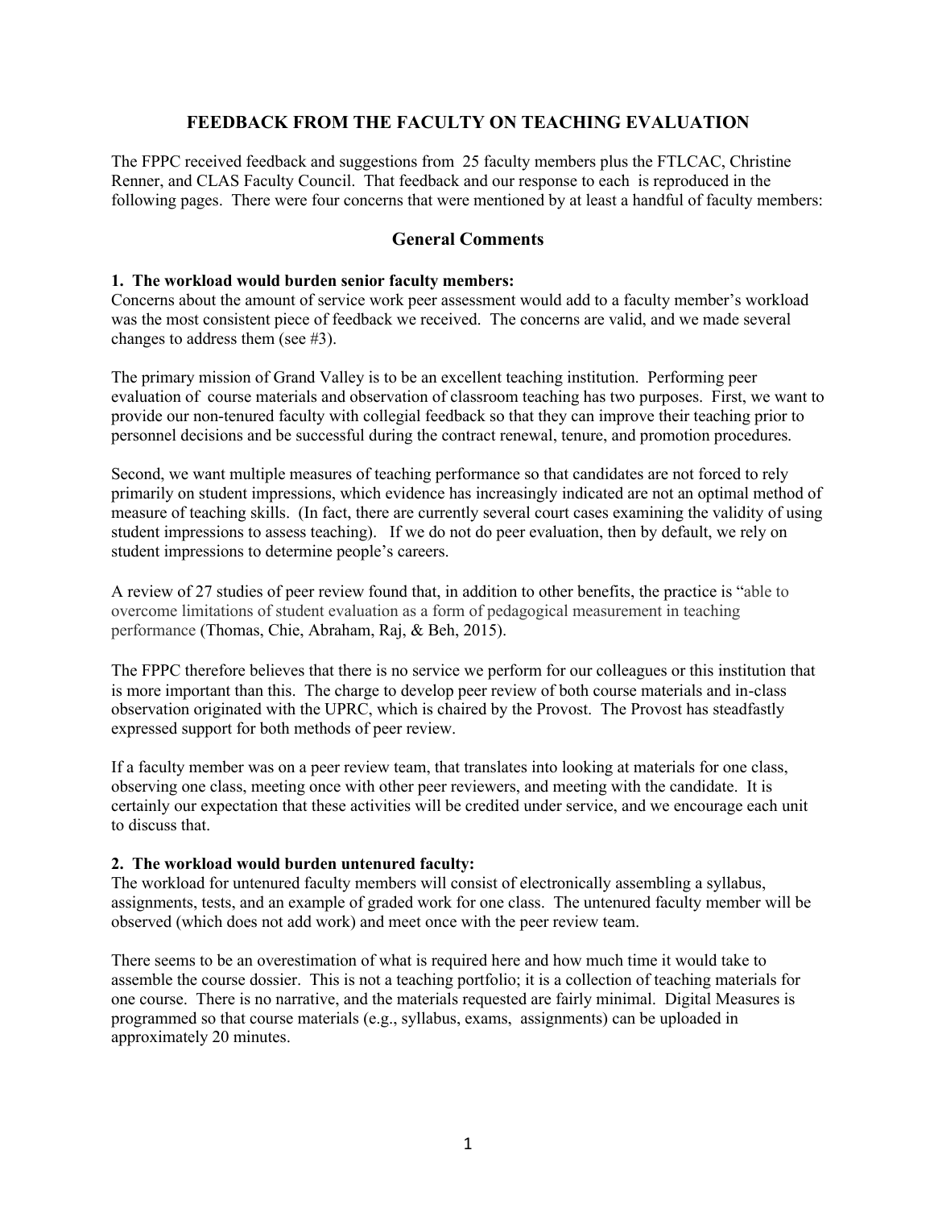# FEEDBACK FROM THE FACULTY ON TEACHING EVALUATION

The FPPC received feedback and suggestions from 25 faculty members plus the FTLCAC, Christine Renner, and CLAS Faculty Council. That feedback and our response to each is reproduced in the following pages. There were four concerns that were mentioned by at least a handful of faculty members:

## General Comments

**1. The workload would burden senior faculty members:**

Concerns about the amount of service work peer assessment would add to a faculty member's workload was the most consistent piece of feedback we received. The concerns are valid, and we made several changes to address them (see #3).

The primary mission of Grand Valley is to be an excellent teaching institution. Performing peer evaluation of course materials and observation of classroom teaching has two purposes. First, we want to provide our non-tenured faculty with collegial feedback so that they can improve their teaching prior to personnel decisions and be successful during the contract renewal, tenure, and promotion procedures.

Second, we want multiple measures of teaching performance so that candidates are not forced to rely primarily on student impressions, which evidence has increasingly indicated are not an optimal method of measure of teaching skills. (In fact, there are currently several court cases examining the validity of using student impressions to assess teaching). If we do not do peer evaluation, then by default, we rely on student impressions to determine people's careers.

A review of 27 studies of peer review found that, in addition to other benefits, the practice is "able to overcome limitations of student evaluation as a form of pedagogical measurement in teaching performance (Thomas, Chie, Abraham, Raj, & Beh, 2015).

The FPPC therefore believes that there is no service we perform for our colleagues or this institution that is more important than this. The charge to develop peer review of both course materials and in-class observation originated with the UPRC, which is chaired by the Provost. The Provost has steadfastly expressed support for both methods of peer review.

If a faculty member was on a peer review team, that translates into looking at materials for one class, observing one class, meeting once with other peer reviewers, and meeting with the candidate. It is certainly our expectation that these activities will be credited under service, and we encourage each unit to discuss that.

**2. The workload would burden untenured faculty:**

The workload for untenured faculty members will consist of electronically assembling a syllabus, assignments, tests, and an example of graded work for one class. The untenured faculty member will be observed (which does not add work) and meet once with the peer review team.

There seems to be an overestimation of what is required here and how much time it would take to assemble the course dossier. This is not a teaching portfolio; it is a collection of teaching materials for one course. There is no narrative, and the materials requested are fairly minimal. Digital Measures is programmed so that course materials (e.g., syllabus, exams, assignments) can be uploaded in approximately 20 minutes.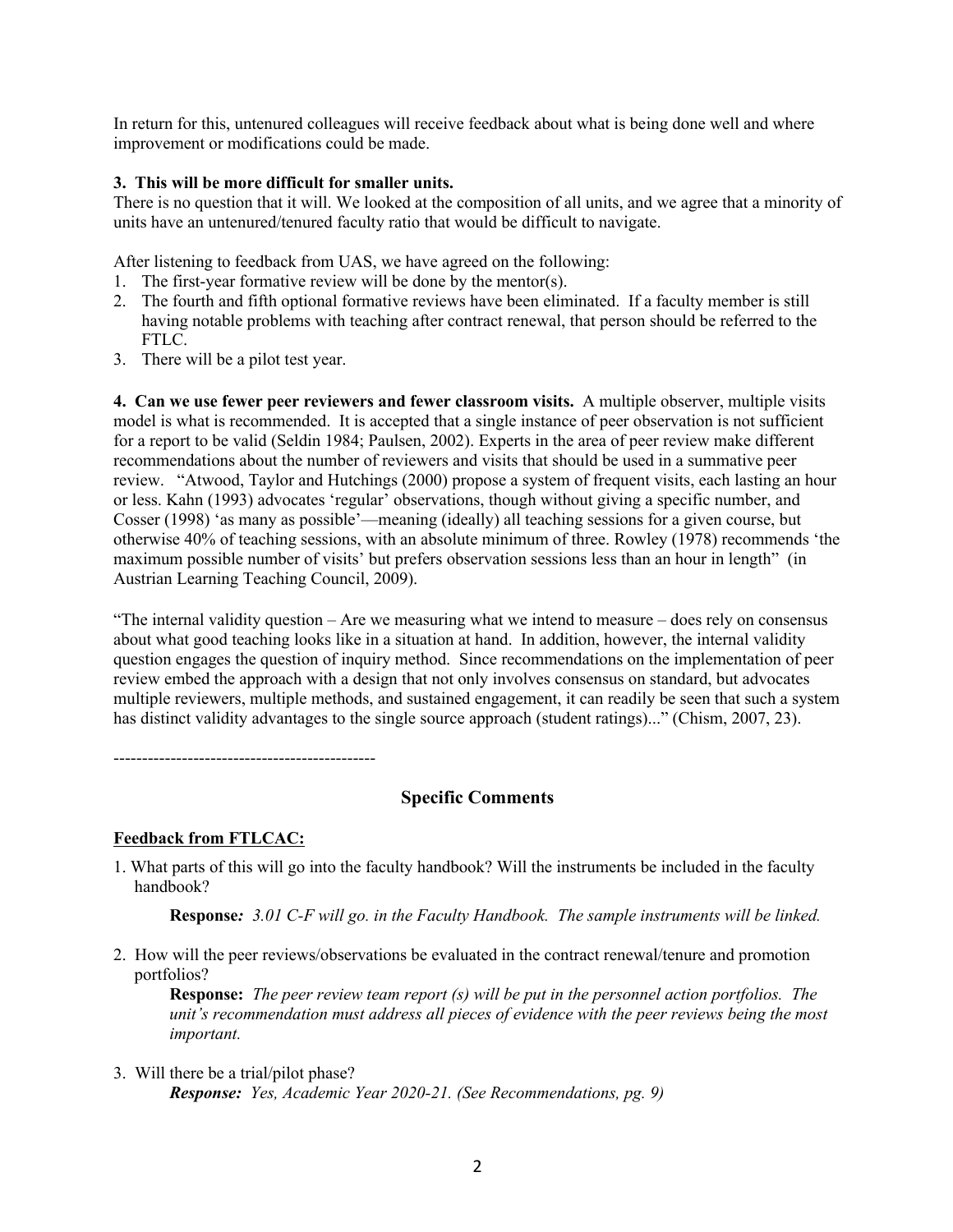In return for this, untenured colleagues will receive feedback about what is being done well and where improvement or modifications could be made.

**3. This will be more difficult for smaller units.**

There is no question that it will. We looked at the composition of all units, and we agree that a minority of units have an untenured/tenured faculty ratio that would be difficult to navigate.

After listening to feedback from UAS, we have agreed on the following:

1. The first-year formative review will be done by the mentor(s).
2. The fourth and fifth optional formative reviews have been eliminated. If a faculty member is still having notable problems with teaching after contract renewal, that person should be referred to the FTLC.
3. There will be a pilot test year.

**4. Can we use fewer peer reviewers and fewer classroom visits.** A multiple observer, multiple visits model is what is recommended. It is accepted that a single instance of peer observation is not sufficient for a report to be valid (Seldin 1984; Paulsen, 2002). Experts in the area of peer review make different recommendations about the number of reviewers and visits that should be used in a summative peer review. "Atwood, Taylor and Hutchings (2000) propose a system of frequent visits, each lasting an hour or less. Kahn (1993) advocates 'regular' observations, though without giving a specific number, and Cosser (1998) 'as many as possible'—meaning (ideally) all teaching sessions for a given course, but otherwise 40% of teaching sessions, with an absolute minimum of three. Rowley (1978) recommends 'the maximum possible number of visits' but prefers observation sessions less than an hour in length" (in Austrian Learning Teaching Council, 2009).

"The internal validity question – Are we measuring what we intend to measure – does rely on consensus about what good teaching looks like in a situation at hand. In addition, however, the internal validity question engages the question of inquiry method. Since recommendations on the implementation of peer review embed the approach with a design that not only involves consensus on standard, but advocates multiple reviewers, multiple methods, and sustained engagement, it can readily be seen that such a system has distinct validity advantages to the single source approach (student ratings)..." (Chism, 2007, 23).

---

## Specific Comments

**Feedback from FTLCAC:**

1. What parts of this will go into the faculty handbook? Will the instruments be included in the faculty handbook?

   **Response***: 3.01 C-F will go. in the Faculty Handbook. The sample instruments will be linked.*

2. How will the peer reviews/observations be evaluated in the contract renewal/tenure and promotion portfolios?

   **Response:** *The peer review team report (s) will be put in the personnel action portfolios. The unit's recommendation must address all pieces of evidence with the peer reviews being the most important.*

3. Will there be a trial/pilot phase?

   ***Response:*** *Yes, Academic Year 2020-21. (See Recommendations, pg. 9)*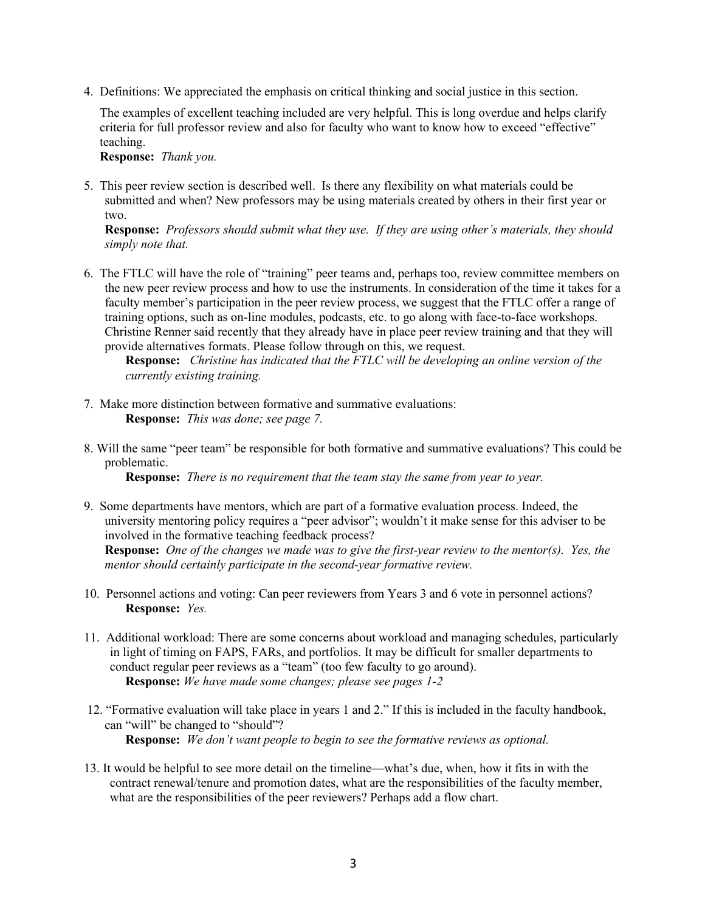4. Definitions: We appreciated the emphasis on critical thinking and social justice in this section.

   The examples of excellent teaching included are very helpful. This is long overdue and helps clarify criteria for full professor review and also for faculty who want to know how to exceed "effective" teaching.
   **Response:** *Thank you.*

5. This peer review section is described well. Is there any flexibility on what materials could be submitted and when? New professors may be using materials created by others in their first year or two.
   **Response:** *Professors should submit what they use. If they are using other's materials, they should simply note that.*

6. The FTLC will have the role of "training" peer teams and, perhaps too, review committee members on the new peer review process and how to use the instruments. In consideration of the time it takes for a faculty member's participation in the peer review process, we suggest that the FTLC offer a range of training options, such as on-line modules, podcasts, etc. to go along with face-to-face workshops. Christine Renner said recently that they already have in place peer review training and that they will provide alternatives formats. Please follow through on this, we request.
   **Response:** *Christine has indicated that the FTLC will be developing an online version of the currently existing training.*

7. Make more distinction between formative and summative evaluations:
   **Response:** *This was done; see page 7.*

8. Will the same "peer team" be responsible for both formative and summative evaluations? This could be problematic.
   **Response:** *There is no requirement that the team stay the same from year to year.*

9. Some departments have mentors, which are part of a formative evaluation process. Indeed, the university mentoring policy requires a "peer advisor"; wouldn't it make sense for this adviser to be involved in the formative teaching feedback process?
   **Response:** *One of the changes we made was to give the first-year review to the mentor(s). Yes, the mentor should certainly participate in the second-year formative review.*

10. Personnel actions and voting: Can peer reviewers from Years 3 and 6 vote in personnel actions?
    **Response:** *Yes.*

11. Additional workload: There are some concerns about workload and managing schedules, particularly in light of timing on FAPS, FARs, and portfolios. It may be difficult for smaller departments to conduct regular peer reviews as a "team" (too few faculty to go around).
    **Response:** *We have made some changes; please see pages 1-2*

12. "Formative evaluation will take place in years 1 and 2." If this is included in the faculty handbook, can "will" be changed to "should"?
    **Response:** *We don't want people to begin to see the formative reviews as optional.*

13. It would be helpful to see more detail on the timeline—what's due, when, how it fits in with the contract renewal/tenure and promotion dates, what are the responsibilities of the faculty member, what are the responsibilities of the peer reviewers? Perhaps add a flow chart.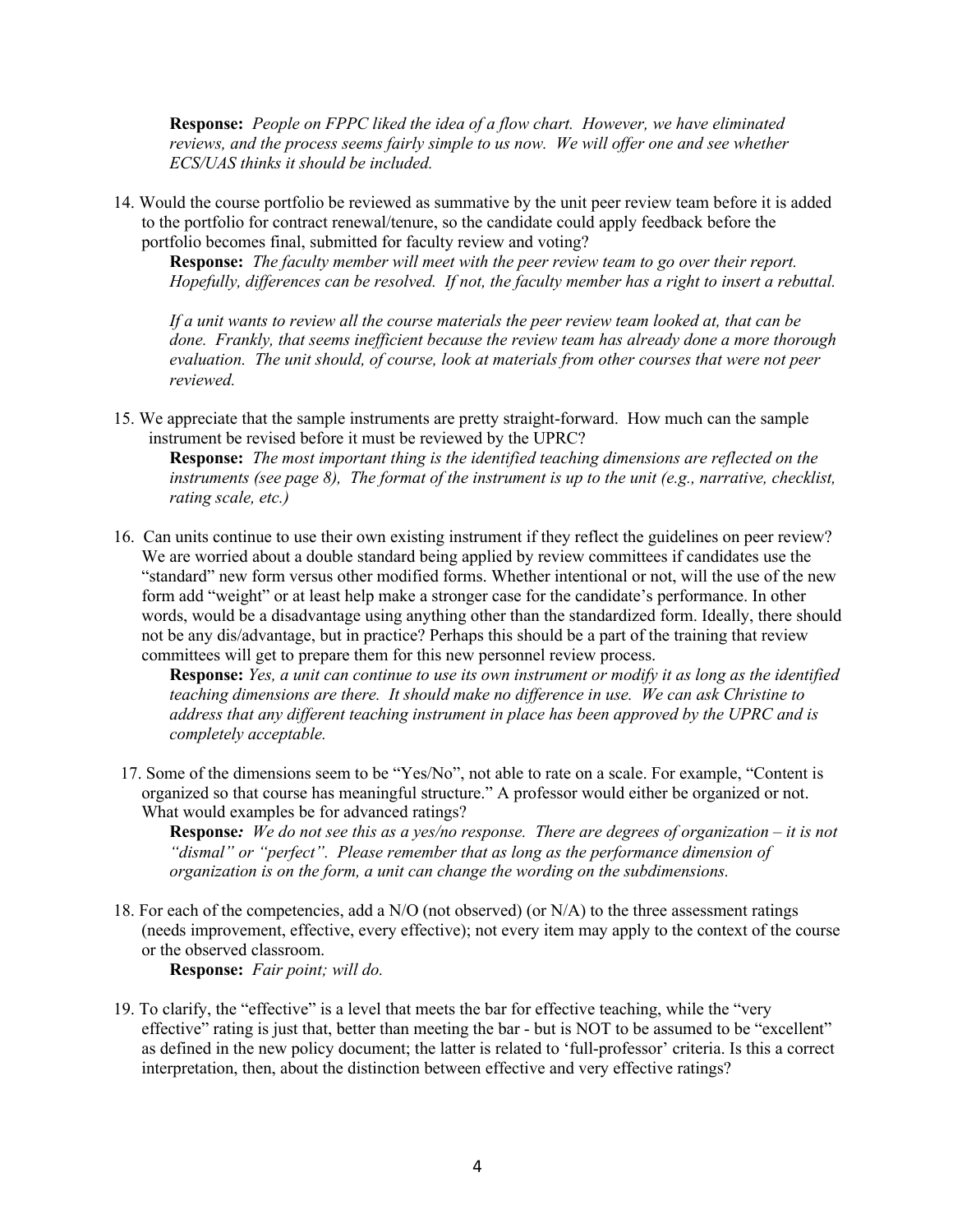**Response:** *People on FPPC liked the idea of a flow chart. However, we have eliminated reviews, and the process seems fairly simple to us now. We will offer one and see whether ECS/UAS thinks it should be included.*

14. Would the course portfolio be reviewed as summative by the unit peer review team before it is added to the portfolio for contract renewal/tenure, so the candidate could apply feedback before the portfolio becomes final, submitted for faculty review and voting?

    **Response:** *The faculty member will meet with the peer review team to go over their report. Hopefully, differences can be resolved. If not, the faculty member has a right to insert a rebuttal.*

    *If a unit wants to review all the course materials the peer review team looked at, that can be done. Frankly, that seems inefficient because the review team has already done a more thorough evaluation. The unit should, of course, look at materials from other courses that were not peer reviewed.*

15. We appreciate that the sample instruments are pretty straight-forward. How much can the sample instrument be revised before it must be reviewed by the UPRC?

    **Response:** *The most important thing is the identified teaching dimensions are reflected on the instruments (see page 8), The format of the instrument is up to the unit (e.g., narrative, checklist, rating scale, etc.)*

16. Can units continue to use their own existing instrument if they reflect the guidelines on peer review? We are worried about a double standard being applied by review committees if candidates use the "standard" new form versus other modified forms. Whether intentional or not, will the use of the new form add "weight" or at least help make a stronger case for the candidate's performance. In other words, would be a disadvantage using anything other than the standardized form. Ideally, there should not be any dis/advantage, but in practice? Perhaps this should be a part of the training that review committees will get to prepare them for this new personnel review process.

    **Response:** *Yes, a unit can continue to use its own instrument or modify it as long as the identified teaching dimensions are there. It should make no difference in use. We can ask Christine to address that any different teaching instrument in place has been approved by the UPRC and is completely acceptable.*

17. Some of the dimensions seem to be "Yes/No", not able to rate on a scale. For example, "Content is organized so that course has meaningful structure." A professor would either be organized or not. What would examples be for advanced ratings?

    **Response***:* *We do not see this as a yes/no response. There are degrees of organization – it is not "dismal" or "perfect". Please remember that as long as the performance dimension of organization is on the form, a unit can change the wording on the subdimensions.*

18. For each of the competencies, add a N/O (not observed) (or N/A) to the three assessment ratings (needs improvement, effective, every effective); not every item may apply to the context of the course or the observed classroom.

    **Response:** *Fair point; will do.*

19. To clarify, the "effective" is a level that meets the bar for effective teaching, while the "very effective" rating is just that, better than meeting the bar - but is NOT to be assumed to be "excellent" as defined in the new policy document; the latter is related to 'full-professor' criteria. Is this a correct interpretation, then, about the distinction between effective and very effective ratings?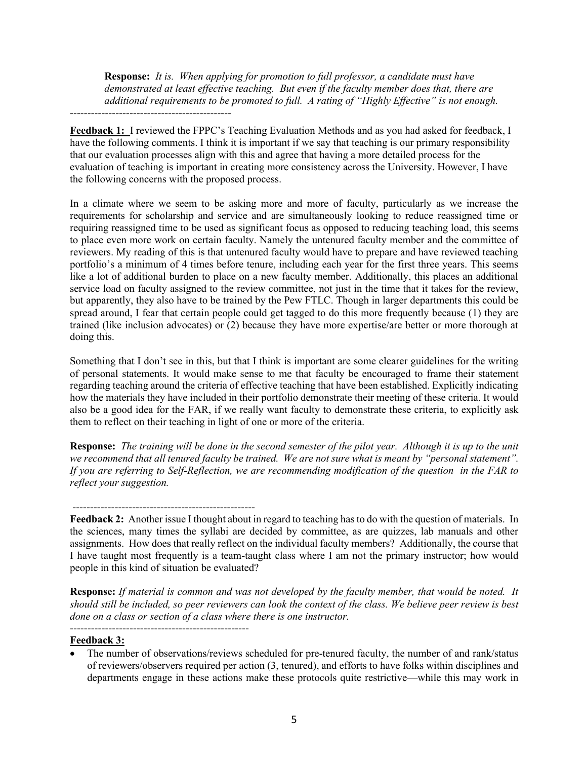**Response:** *It is. When applying for promotion to full professor, a candidate must have demonstrated at least effective teaching. But even if the faculty member does that, there are additional requirements to be promoted to full. A rating of "Highly Effective" is not enough.*

---

**Feedback 1:** I reviewed the FPPC's Teaching Evaluation Methods and as you had asked for feedback, I have the following comments. I think it is important if we say that teaching is our primary responsibility that our evaluation processes align with this and agree that having a more detailed process for the evaluation of teaching is important in creating more consistency across the University. However, I have the following concerns with the proposed process.

In a climate where we seem to be asking more and more of faculty, particularly as we increase the requirements for scholarship and service and are simultaneously looking to reduce reassigned time or requiring reassigned time to be used as significant focus as opposed to reducing teaching load, this seems to place even more work on certain faculty. Namely the untenured faculty member and the committee of reviewers. My reading of this is that untenured faculty would have to prepare and have reviewed teaching portfolio's a minimum of 4 times before tenure, including each year for the first three years. This seems like a lot of additional burden to place on a new faculty member. Additionally, this places an additional service load on faculty assigned to the review committee, not just in the time that it takes for the review, but apparently, they also have to be trained by the Pew FTLC. Though in larger departments this could be spread around, I fear that certain people could get tagged to do this more frequently because (1) they are trained (like inclusion advocates) or (2) because they have more expertise/are better or more thorough at doing this.

Something that I don't see in this, but that I think is important are some clearer guidelines for the writing of personal statements. It would make sense to me that faculty be encouraged to frame their statement regarding teaching around the criteria of effective teaching that have been established. Explicitly indicating how the materials they have included in their portfolio demonstrate their meeting of these criteria. It would also be a good idea for the FAR, if we really want faculty to demonstrate these criteria, to explicitly ask them to reflect on their teaching in light of one or more of the criteria.

**Response:** *The training will be done in the second semester of the pilot year. Although it is up to the unit we recommend that all tenured faculty be trained. We are not sure what is meant by "personal statement". If you are referring to Self-Reflection, we are recommending modification of the question in the FAR to reflect your suggestion.*

---

**Feedback 2:** Another issue I thought about in regard to teaching has to do with the question of materials. In the sciences, many times the syllabi are decided by committee, as are quizzes, lab manuals and other assignments. How does that really reflect on the individual faculty members? Additionally, the course that I have taught most frequently is a team-taught class where I am not the primary instructor; how would people in this kind of situation be evaluated?

**Response:** *If material is common and was not developed by the faculty member, that would be noted. It should still be included, so peer reviewers can look the context of the class. We believe peer review is best done on a class or section of a class where there is one instructor.*

---

**Feedback 3:**

- The number of observations/reviews scheduled for pre-tenured faculty, the number of and rank/status of reviewers/observers required per action (3, tenured), and efforts to have folks within disciplines and departments engage in these actions make these protocols quite restrictive—while this may work in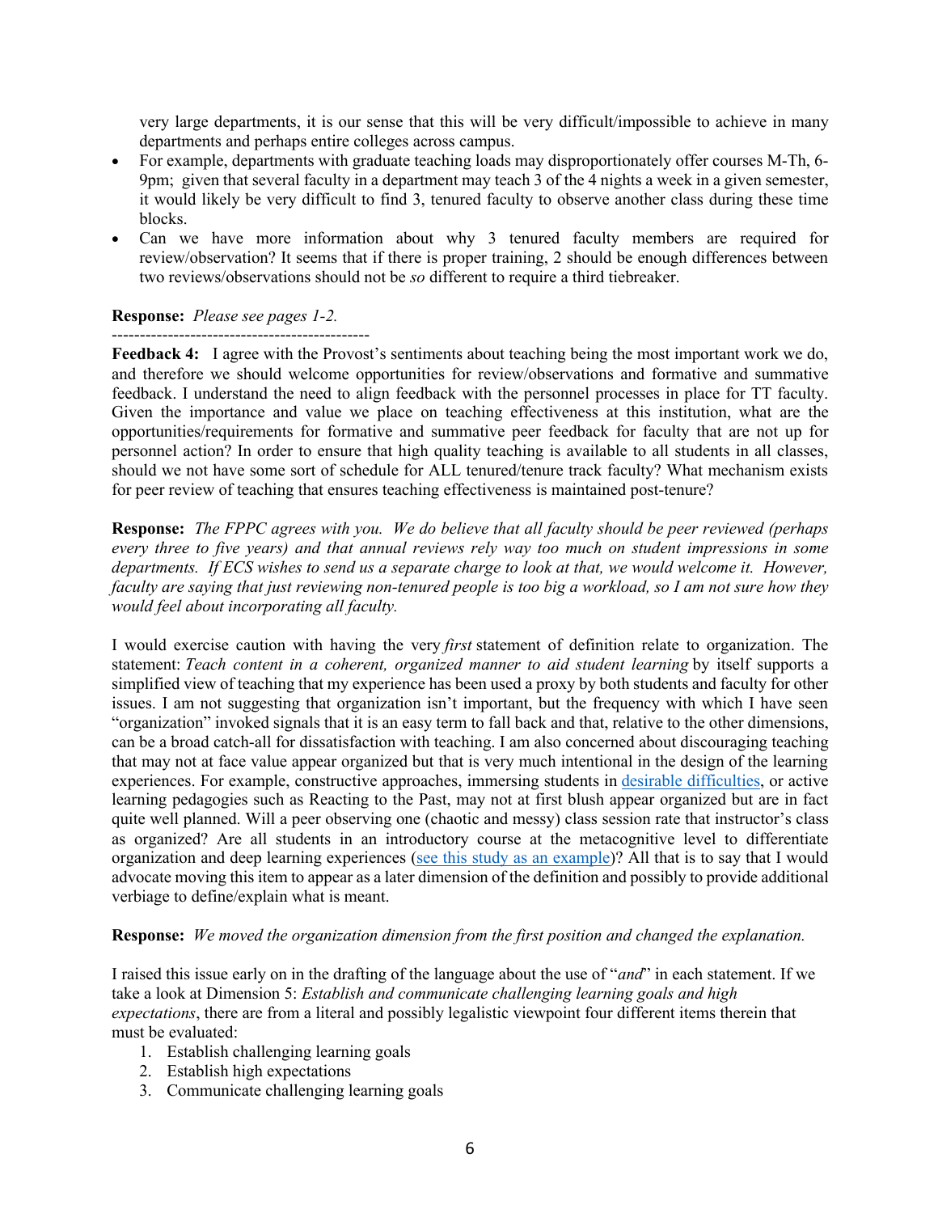very large departments, it is our sense that this will be very difficult/impossible to achieve in many departments and perhaps entire colleges across campus.

- For example, departments with graduate teaching loads may disproportionately offer courses M-Th, 6-9pm; given that several faculty in a department may teach 3 of the 4 nights a week in a given semester, it would likely be very difficult to find 3, tenured faculty to observe another class during these time blocks.
- Can we have more information about why 3 tenured faculty members are required for review/observation? It seems that if there is proper training, 2 should be enough differences between two reviews/observations should not be *so* different to require a third tiebreaker.

**Response:** *Please see pages 1-2.*

-----------------------------------------------

**Feedback 4:** I agree with the Provost's sentiments about teaching being the most important work we do, and therefore we should welcome opportunities for review/observations and formative and summative feedback. I understand the need to align feedback with the personnel processes in place for TT faculty. Given the importance and value we place on teaching effectiveness at this institution, what are the opportunities/requirements for formative and summative peer feedback for faculty that are not up for personnel action? In order to ensure that high quality teaching is available to all students in all classes, should we not have some sort of schedule for ALL tenured/tenure track faculty? What mechanism exists for peer review of teaching that ensures teaching effectiveness is maintained post-tenure?

**Response:** *The FPPC agrees with you. We do believe that all faculty should be peer reviewed (perhaps every three to five years) and that annual reviews rely way too much on student impressions in some departments. If ECS wishes to send us a separate charge to look at that, we would welcome it. However, faculty are saying that just reviewing non-tenured people is too big a workload, so I am not sure how they would feel about incorporating all faculty.*

I would exercise caution with having the very *first* statement of definition relate to organization. The statement: *Teach content in a coherent, organized manner to aid student learning* by itself supports a simplified view of teaching that my experience has been used a proxy by both students and faculty for other issues. I am not suggesting that organization isn't important, but the frequency with which I have seen "organization" invoked signals that it is an easy term to fall back and that, relative to the other dimensions, can be a broad catch-all for dissatisfaction with teaching. I am also concerned about discouraging teaching that may not at face value appear organized but that is very much intentional in the design of the learning experiences. For example, constructive approaches, immersing students in desirable difficulties, or active learning pedagogies such as Reacting to the Past, may not at first blush appear organized but are in fact quite well planned. Will a peer observing one (chaotic and messy) class session rate that instructor's class as organized? Are all students in an introductory course at the metacognitive level to differentiate organization and deep learning experiences (see this study as an example)? All that is to say that I would advocate moving this item to appear as a later dimension of the definition and possibly to provide additional verbiage to define/explain what is meant.

**Response:** *We moved the organization dimension from the first position and changed the explanation.*

I raised this issue early on in the drafting of the language about the use of "*and*" in each statement. If we take a look at Dimension 5: *Establish and communicate challenging learning goals and high expectations*, there are from a literal and possibly legalistic viewpoint four different items therein that must be evaluated:

1. Establish challenging learning goals
2. Establish high expectations
3. Communicate challenging learning goals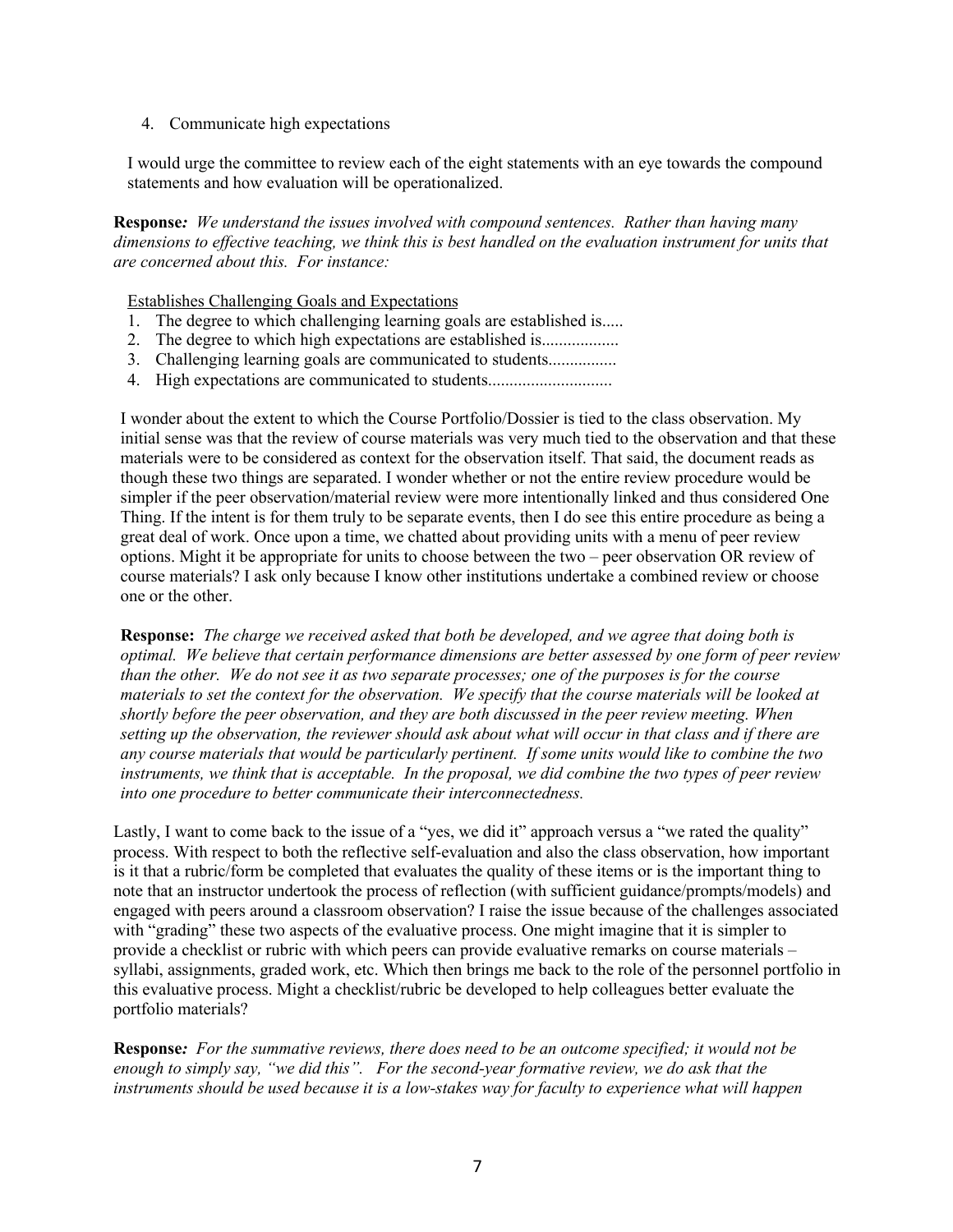4. Communicate high expectations

I would urge the committee to review each of the eight statements with an eye towards the compound statements and how evaluation will be operationalized.

**Response***: We understand the issues involved with compound sentences. Rather than having many dimensions to effective teaching, we think this is best handled on the evaluation instrument for units that are concerned about this. For instance:*

Establishes Challenging Goals and Expectations

1. The degree to which challenging learning goals are established is.....
2. The degree to which high expectations are established is..................
3. Challenging learning goals are communicated to students................
4. High expectations are communicated to students............................

I wonder about the extent to which the Course Portfolio/Dossier is tied to the class observation. My initial sense was that the review of course materials was very much tied to the observation and that these materials were to be considered as context for the observation itself. That said, the document reads as though these two things are separated. I wonder whether or not the entire review procedure would be simpler if the peer observation/material review were more intentionally linked and thus considered One Thing. If the intent is for them truly to be separate events, then I do see this entire procedure as being a great deal of work. Once upon a time, we chatted about providing units with a menu of peer review options. Might it be appropriate for units to choose between the two – peer observation OR review of course materials? I ask only because I know other institutions undertake a combined review or choose one or the other.

**Response:** *The charge we received asked that both be developed, and we agree that doing both is optimal. We believe that certain performance dimensions are better assessed by one form of peer review than the other. We do not see it as two separate processes; one of the purposes is for the course materials to set the context for the observation. We specify that the course materials will be looked at shortly before the peer observation, and they are both discussed in the peer review meeting. When setting up the observation, the reviewer should ask about what will occur in that class and if there are any course materials that would be particularly pertinent. If some units would like to combine the two instruments, we think that is acceptable. In the proposal, we did combine the two types of peer review into one procedure to better communicate their interconnectedness.*

Lastly, I want to come back to the issue of a "yes, we did it" approach versus a "we rated the quality" process. With respect to both the reflective self-evaluation and also the class observation, how important is it that a rubric/form be completed that evaluates the quality of these items or is the important thing to note that an instructor undertook the process of reflection (with sufficient guidance/prompts/models) and engaged with peers around a classroom observation? I raise the issue because of the challenges associated with "grading" these two aspects of the evaluative process. One might imagine that it is simpler to provide a checklist or rubric with which peers can provide evaluative remarks on course materials – syllabi, assignments, graded work, etc. Which then brings me back to the role of the personnel portfolio in this evaluative process. Might a checklist/rubric be developed to help colleagues better evaluate the portfolio materials?

**Response***: For the summative reviews, there does need to be an outcome specified; it would not be enough to simply say, "we did this". For the second-year formative review, we do ask that the instruments should be used because it is a low-stakes way for faculty to experience what will happen*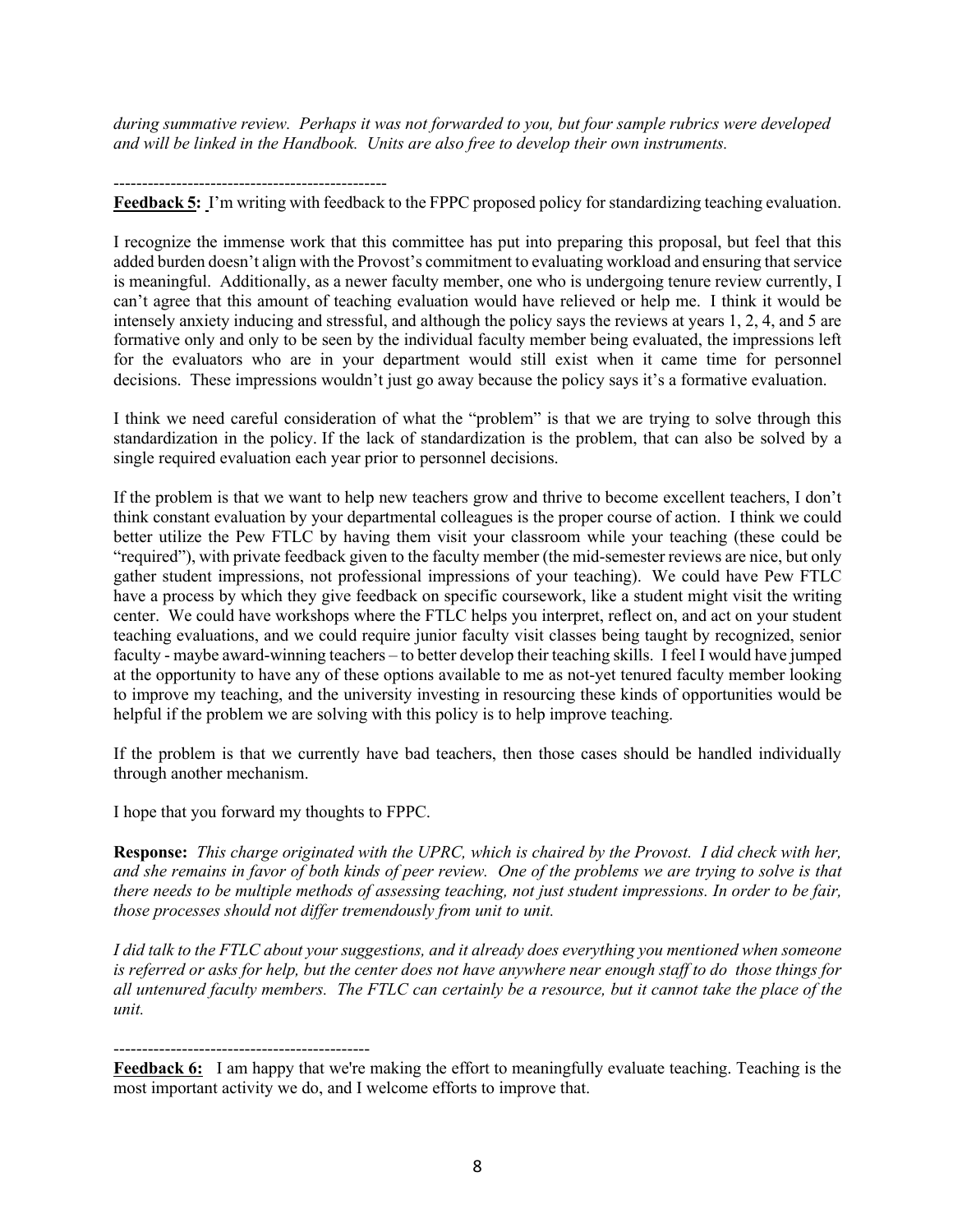*during summative review. Perhaps it was not forwarded to you, but four sample rubrics were developed and will be linked in the Handbook. Units are also free to develop their own instruments.*

------------------------------------------------

**Feedback 5:** I'm writing with feedback to the FPPC proposed policy for standardizing teaching evaluation.

I recognize the immense work that this committee has put into preparing this proposal, but feel that this added burden doesn't align with the Provost's commitment to evaluating workload and ensuring that service is meaningful. Additionally, as a newer faculty member, one who is undergoing tenure review currently, I can't agree that this amount of teaching evaluation would have relieved or help me. I think it would be intensely anxiety inducing and stressful, and although the policy says the reviews at years 1, 2, 4, and 5 are formative only and only to be seen by the individual faculty member being evaluated, the impressions left for the evaluators who are in your department would still exist when it came time for personnel decisions. These impressions wouldn't just go away because the policy says it's a formative evaluation.

I think we need careful consideration of what the "problem" is that we are trying to solve through this standardization in the policy. If the lack of standardization is the problem, that can also be solved by a single required evaluation each year prior to personnel decisions.

If the problem is that we want to help new teachers grow and thrive to become excellent teachers, I don't think constant evaluation by your departmental colleagues is the proper course of action. I think we could better utilize the Pew FTLC by having them visit your classroom while your teaching (these could be "required"), with private feedback given to the faculty member (the mid-semester reviews are nice, but only gather student impressions, not professional impressions of your teaching). We could have Pew FTLC have a process by which they give feedback on specific coursework, like a student might visit the writing center. We could have workshops where the FTLC helps you interpret, reflect on, and act on your student teaching evaluations, and we could require junior faculty visit classes being taught by recognized, senior faculty - maybe award-winning teachers – to better develop their teaching skills. I feel I would have jumped at the opportunity to have any of these options available to me as not-yet tenured faculty member looking to improve my teaching, and the university investing in resourcing these kinds of opportunities would be helpful if the problem we are solving with this policy is to help improve teaching.

If the problem is that we currently have bad teachers, then those cases should be handled individually through another mechanism.

I hope that you forward my thoughts to FPPC.

**Response:** *This charge originated with the UPRC, which is chaired by the Provost. I did check with her, and she remains in favor of both kinds of peer review. One of the problems we are trying to solve is that there needs to be multiple methods of assessing teaching, not just student impressions. In order to be fair, those processes should not differ tremendously from unit to unit.*

*I did talk to the FTLC about your suggestions, and it already does everything you mentioned when someone is referred or asks for help, but the center does not have anywhere near enough staff to do those things for all untenured faculty members. The FTLC can certainly be a resource, but it cannot take the place of the unit.*

---------------------------------------------

**Feedback 6:** I am happy that we're making the effort to meaningfully evaluate teaching. Teaching is the most important activity we do, and I welcome efforts to improve that.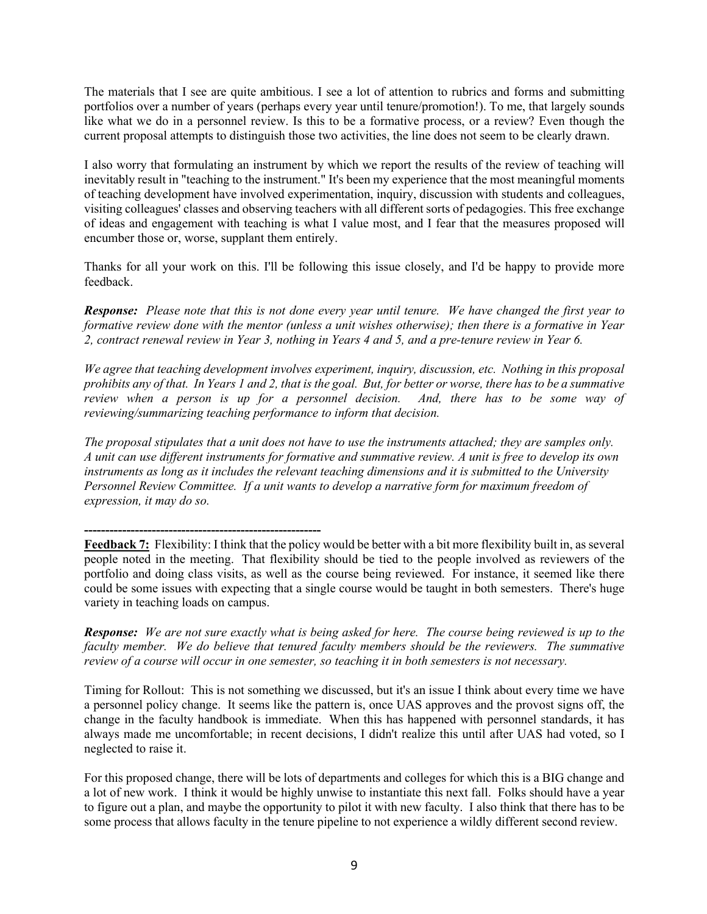The materials that I see are quite ambitious. I see a lot of attention to rubrics and forms and submitting portfolios over a number of years (perhaps every year until tenure/promotion!). To me, that largely sounds like what we do in a personnel review. Is this to be a formative process, or a review? Even though the current proposal attempts to distinguish those two activities, the line does not seem to be clearly drawn.

I also worry that formulating an instrument by which we report the results of the review of teaching will inevitably result in "teaching to the instrument." It's been my experience that the most meaningful moments of teaching development have involved experimentation, inquiry, discussion with students and colleagues, visiting colleagues' classes and observing teachers with all different sorts of pedagogies. This free exchange of ideas and engagement with teaching is what I value most, and I fear that the measures proposed will encumber those or, worse, supplant them entirely.

Thanks for all your work on this. I'll be following this issue closely, and I'd be happy to provide more feedback.

***Response:*** *Please note that this is not done every year until tenure. We have changed the first year to formative review done with the mentor (unless a unit wishes otherwise); then there is a formative in Year 2, contract renewal review in Year 3, nothing in Years 4 and 5, and a pre-tenure review in Year 6.*

*We agree that teaching development involves experiment, inquiry, discussion, etc. Nothing in this proposal prohibits any of that. In Years 1 and 2, that is the goal. But, for better or worse, there has to be a summative review when a person is up for a personnel decision. And, there has to be some way of reviewing/summarizing teaching performance to inform that decision.*

*The proposal stipulates that a unit does not have to use the instruments attached; they are samples only. A unit can use different instruments for formative and summative review. A unit is free to develop its own instruments as long as it includes the relevant teaching dimensions and it is submitted to the University Personnel Review Committee. If a unit wants to develop a narrative form for maximum freedom of expression, it may do so.*

---------------------------------------------------------

**Feedback 7:** Flexibility: I think that the policy would be better with a bit more flexibility built in, as several people noted in the meeting. That flexibility should be tied to the people involved as reviewers of the portfolio and doing class visits, as well as the course being reviewed. For instance, it seemed like there could be some issues with expecting that a single course would be taught in both semesters. There's huge variety in teaching loads on campus.

***Response:*** *We are not sure exactly what is being asked for here. The course being reviewed is up to the faculty member. We do believe that tenured faculty members should be the reviewers. The summative review of a course will occur in one semester, so teaching it in both semesters is not necessary.*

Timing for Rollout: This is not something we discussed, but it's an issue I think about every time we have a personnel policy change. It seems like the pattern is, once UAS approves and the provost signs off, the change in the faculty handbook is immediate. When this has happened with personnel standards, it has always made me uncomfortable; in recent decisions, I didn't realize this until after UAS had voted, so I neglected to raise it.

For this proposed change, there will be lots of departments and colleges for which this is a BIG change and a lot of new work. I think it would be highly unwise to instantiate this next fall. Folks should have a year to figure out a plan, and maybe the opportunity to pilot it with new faculty. I also think that there has to be some process that allows faculty in the tenure pipeline to not experience a wildly different second review.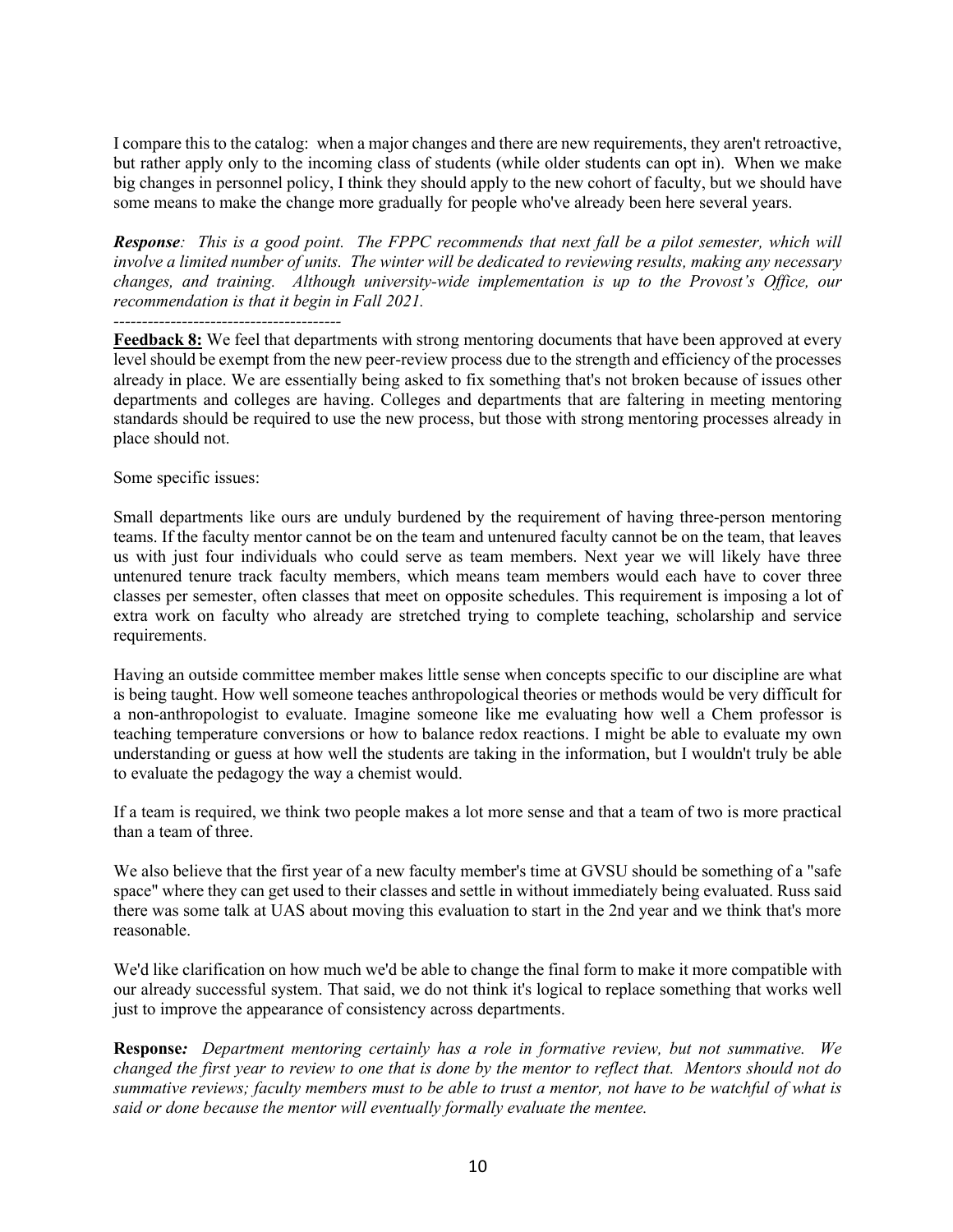I compare this to the catalog: when a major changes and there are new requirements, they aren't retroactive, but rather apply only to the incoming class of students (while older students can opt in). When we make big changes in personnel policy, I think they should apply to the new cohort of faculty, but we should have some means to make the change more gradually for people who've already been here several years.

***Response**: This is a good point. The FPPC recommends that next fall be a pilot semester, which will involve a limited number of units. The winter will be dedicated to reviewing results, making any necessary changes, and training. Although university-wide implementation is up to the Provost's Office, our recommendation is that it begin in Fall 2021.*

----------------------------------------

**<u>Feedback 8:</u>** We feel that departments with strong mentoring documents that have been approved at every level should be exempt from the new peer-review process due to the strength and efficiency of the processes already in place. We are essentially being asked to fix something that's not broken because of issues other departments and colleges are having. Colleges and departments that are faltering in meeting mentoring standards should be required to use the new process, but those with strong mentoring processes already in place should not.

Some specific issues:

Small departments like ours are unduly burdened by the requirement of having three-person mentoring teams. If the faculty mentor cannot be on the team and untenured faculty cannot be on the team, that leaves us with just four individuals who could serve as team members. Next year we will likely have three untenured tenure track faculty members, which means team members would each have to cover three classes per semester, often classes that meet on opposite schedules. This requirement is imposing a lot of extra work on faculty who already are stretched trying to complete teaching, scholarship and service requirements.

Having an outside committee member makes little sense when concepts specific to our discipline are what is being taught. How well someone teaches anthropological theories or methods would be very difficult for a non-anthropologist to evaluate. Imagine someone like me evaluating how well a Chem professor is teaching temperature conversions or how to balance redox reactions. I might be able to evaluate my own understanding or guess at how well the students are taking in the information, but I wouldn't truly be able to evaluate the pedagogy the way a chemist would.

If a team is required, we think two people makes a lot more sense and that a team of two is more practical than a team of three.

We also believe that the first year of a new faculty member's time at GVSU should be something of a "safe space" where they can get used to their classes and settle in without immediately being evaluated. Russ said there was some talk at UAS about moving this evaluation to start in the 2nd year and we think that's more reasonable.

We'd like clarification on how much we'd be able to change the final form to make it more compatible with our already successful system. That said, we do not think it's logical to replace something that works well just to improve the appearance of consistency across departments.

**Response***: Department mentoring certainly has a role in formative review, but not summative. We changed the first year to review to one that is done by the mentor to reflect that. Mentors should not do summative reviews; faculty members must to be able to trust a mentor, not have to be watchful of what is said or done because the mentor will eventually formally evaluate the mentee.*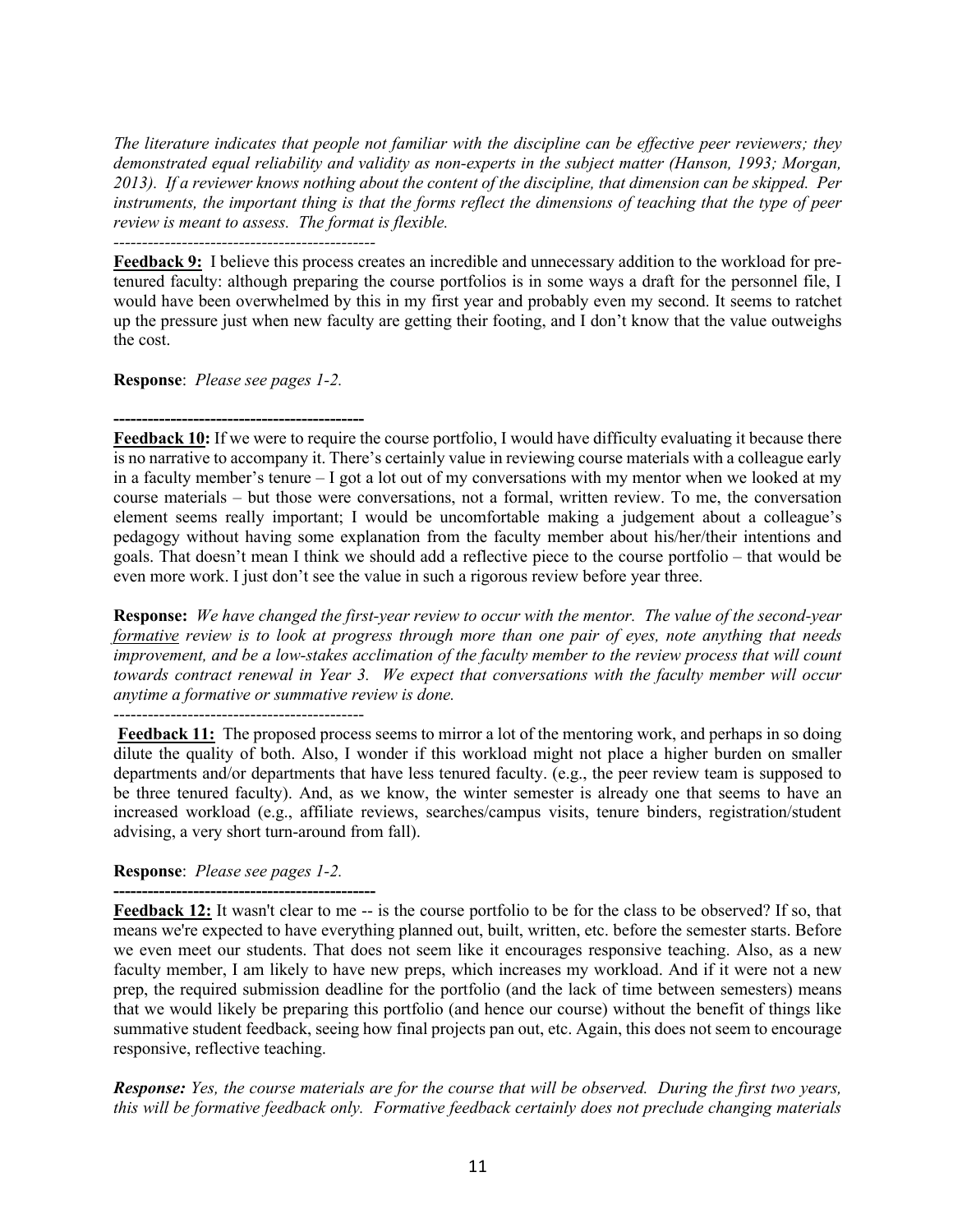*The literature indicates that people not familiar with the discipline can be effective peer reviewers; they demonstrated equal reliability and validity as non-experts in the subject matter (Hanson, 1993; Morgan, 2013). If a reviewer knows nothing about the content of the discipline, that dimension can be skipped. Per instruments, the important thing is that the forms reflect the dimensions of teaching that the type of peer review is meant to assess. The format is flexible.*

---

**Feedback 9:** I believe this process creates an incredible and unnecessary addition to the workload for pre-tenured faculty: although preparing the course portfolios is in some ways a draft for the personnel file, I would have been overwhelmed by this in my first year and probably even my second. It seems to ratchet up the pressure just when new faculty are getting their footing, and I don't know that the value outweighs the cost.

**Response**: *Please see pages 1-2.*

---

**Feedback 10:** If we were to require the course portfolio, I would have difficulty evaluating it because there is no narrative to accompany it. There's certainly value in reviewing course materials with a colleague early in a faculty member's tenure – I got a lot out of my conversations with my mentor when we looked at my course materials – but those were conversations, not a formal, written review. To me, the conversation element seems really important; I would be uncomfortable making a judgement about a colleague's pedagogy without having some explanation from the faculty member about his/her/their intentions and goals. That doesn't mean I think we should add a reflective piece to the course portfolio – that would be even more work. I just don't see the value in such a rigorous review before year three.

**Response:** *We have changed the first-year review to occur with the mentor. The value of the second-year formative review is to look at progress through more than one pair of eyes, note anything that needs improvement, and be a low-stakes acclimation of the faculty member to the review process that will count towards contract renewal in Year 3. We expect that conversations with the faculty member will occur anytime a formative or summative review is done.*

---

**Feedback 11:** The proposed process seems to mirror a lot of the mentoring work, and perhaps in so doing dilute the quality of both. Also, I wonder if this workload might not place a higher burden on smaller departments and/or departments that have less tenured faculty. (e.g., the peer review team is supposed to be three tenured faculty). And, as we know, the winter semester is already one that seems to have an increased workload (e.g., affiliate reviews, searches/campus visits, tenure binders, registration/student advising, a very short turn-around from fall).

**Response**: *Please see pages 1-2.*

---

**Feedback 12:** It wasn't clear to me -- is the course portfolio to be for the class to be observed? If so, that means we're expected to have everything planned out, built, written, etc. before the semester starts. Before we even meet our students. That does not seem like it encourages responsive teaching. Also, as a new faculty member, I am likely to have new preps, which increases my workload. And if it were not a new prep, the required submission deadline for the portfolio (and the lack of time between semesters) means that we would likely be preparing this portfolio (and hence our course) without the benefit of things like summative student feedback, seeing how final projects pan out, etc. Again, this does not seem to encourage responsive, reflective teaching.

***Response:*** *Yes, the course materials are for the course that will be observed. During the first two years, this will be formative feedback only. Formative feedback certainly does not preclude changing materials*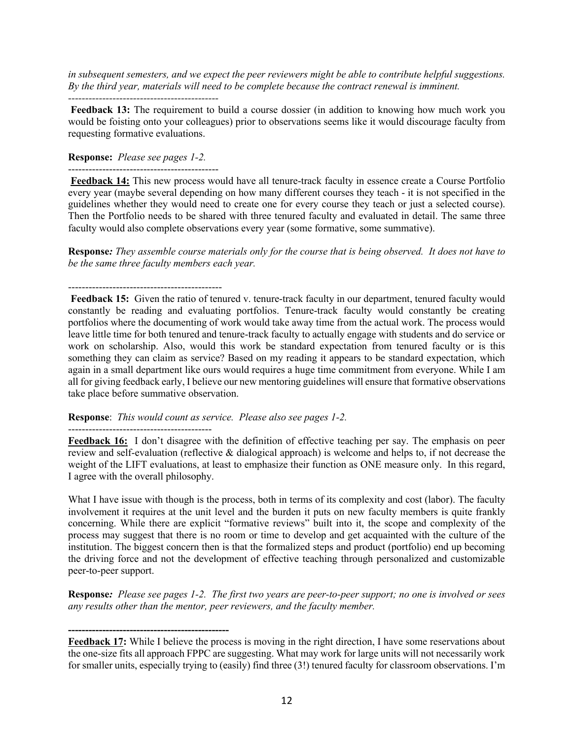*in subsequent semesters, and we expect the peer reviewers might be able to contribute helpful suggestions. By the third year, materials will need to be complete because the contract renewal is imminent.*

---

**Feedback 13:** The requirement to build a course dossier (in addition to knowing how much work you would be foisting onto your colleagues) prior to observations seems like it would discourage faculty from requesting formative evaluations.

**Response:** *Please see pages 1-2.*

---

**Feedback 14:** This new process would have all tenure-track faculty in essence create a Course Portfolio every year (maybe several depending on how many different courses they teach - it is not specified in the guidelines whether they would need to create one for every course they teach or just a selected course). Then the Portfolio needs to be shared with three tenured faculty and evaluated in detail. The same three faculty would also complete observations every year (some formative, some summative).

**Response***: They assemble course materials only for the course that is being observed. It does not have to be the same three faculty members each year.*

---

**Feedback 15:** Given the ratio of tenured v. tenure-track faculty in our department, tenured faculty would constantly be reading and evaluating portfolios. Tenure-track faculty would constantly be creating portfolios where the documenting of work would take away time from the actual work. The process would leave little time for both tenured and tenure-track faculty to actually engage with students and do service or work on scholarship. Also, would this work be standard expectation from tenured faculty or is this something they can claim as service? Based on my reading it appears to be standard expectation, which again in a small department like ours would requires a huge time commitment from everyone. While I am all for giving feedback early, I believe our new mentoring guidelines will ensure that formative observations take place before summative observation.

**Response**: *This would count as service. Please also see pages 1-2.*

---

**Feedback 16:** I don't disagree with the definition of effective teaching per say. The emphasis on peer review and self-evaluation (reflective & dialogical approach) is welcome and helps to, if not decrease the weight of the LIFT evaluations, at least to emphasize their function as ONE measure only. In this regard, I agree with the overall philosophy.

What I have issue with though is the process, both in terms of its complexity and cost (labor). The faculty involvement it requires at the unit level and the burden it puts on new faculty members is quite frankly concerning. While there are explicit "formative reviews" built into it, the scope and complexity of the process may suggest that there is no room or time to develop and get acquainted with the culture of the institution. The biggest concern then is that the formalized steps and product (portfolio) end up becoming the driving force and not the development of effective teaching through personalized and customizable peer-to-peer support.

**Response***: Please see pages 1-2. The first two years are peer-to-peer support; no one is involved or sees any results other than the mentor, peer reviewers, and the faculty member.*

---

**Feedback 17:** While I believe the process is moving in the right direction, I have some reservations about the one-size fits all approach FPPC are suggesting. What may work for large units will not necessarily work for smaller units, especially trying to (easily) find three (3!) tenured faculty for classroom observations. I'm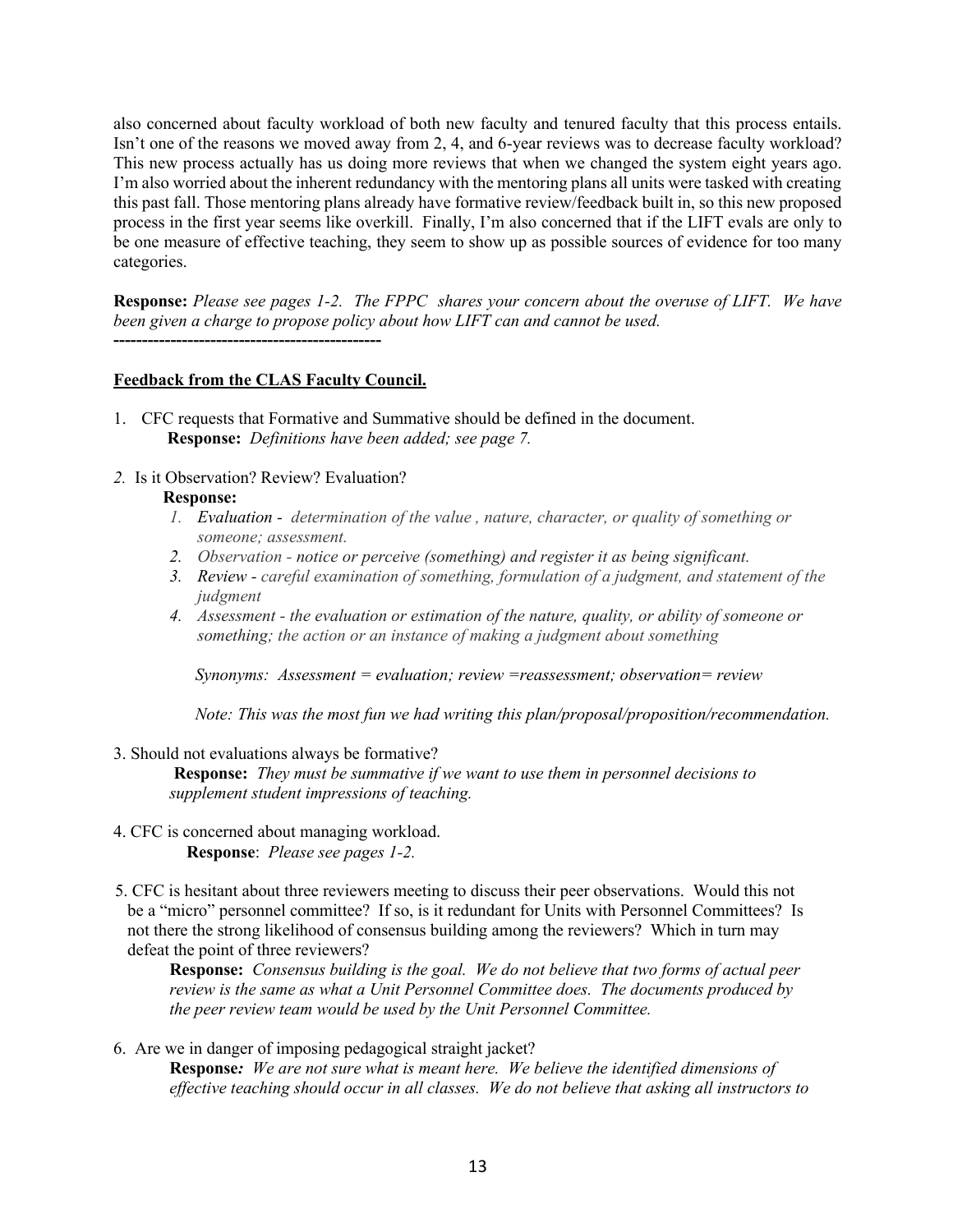also concerned about faculty workload of both new faculty and tenured faculty that this process entails. Isn't one of the reasons we moved away from 2, 4, and 6-year reviews was to decrease faculty workload? This new process actually has us doing more reviews that when we changed the system eight years ago. I'm also worried about the inherent redundancy with the mentoring plans all units were tasked with creating this past fall. Those mentoring plans already have formative review/feedback built in, so this new proposed process in the first year seems like overkill. Finally, I'm also concerned that if the LIFT evals are only to be one measure of effective teaching, they seem to show up as possible sources of evidence for too many categories.

**Response:** *Please see pages 1-2. The FPPC shares your concern about the overuse of LIFT. We have been given a charge to propose policy about how LIFT can and cannot be used.*

-----------------------------------------------

**Feedback from the CLAS Faculty Council.**

1. CFC requests that Formative and Summative should be defined in the document.

   **Response:** *Definitions have been added; see page 7.*

2. Is it Observation? Review? Evaluation?

   **Response:**

   1. *Evaluation - determination of the value , nature, character, or quality of something or someone; assessment.*
   2. *Observation - notice or perceive (something) and register it as being significant.*
   3. *Review - careful examination of something, formulation of a judgment, and statement of the judgment*
   4. *Assessment - the evaluation or estimation of the nature, quality, or ability of someone or something; the action or an instance of making a judgment about something*

   *Synonyms: Assessment = evaluation; review =reassessment; observation= review*

   *Note: This was the most fun we had writing this plan/proposal/proposition/recommendation.*

3. Should not evaluations always be formative?

   **Response:** *They must be summative if we want to use them in personnel decisions to supplement student impressions of teaching.*

4. CFC is concerned about managing workload.

   **Response**: *Please see pages 1-2.*

5. CFC is hesitant about three reviewers meeting to discuss their peer observations. Would this not be a "micro" personnel committee? If so, is it redundant for Units with Personnel Committees? Is not there the strong likelihood of consensus building among the reviewers? Which in turn may defeat the point of three reviewers?

   **Response:** *Consensus building is the goal. We do not believe that two forms of actual peer review is the same as what a Unit Personnel Committee does. The documents produced by the peer review team would be used by the Unit Personnel Committee.*

6. Are we in danger of imposing pedagogical straight jacket?

   **Response***: We are not sure what is meant here. We believe the identified dimensions of effective teaching should occur in all classes. We do not believe that asking all instructors to*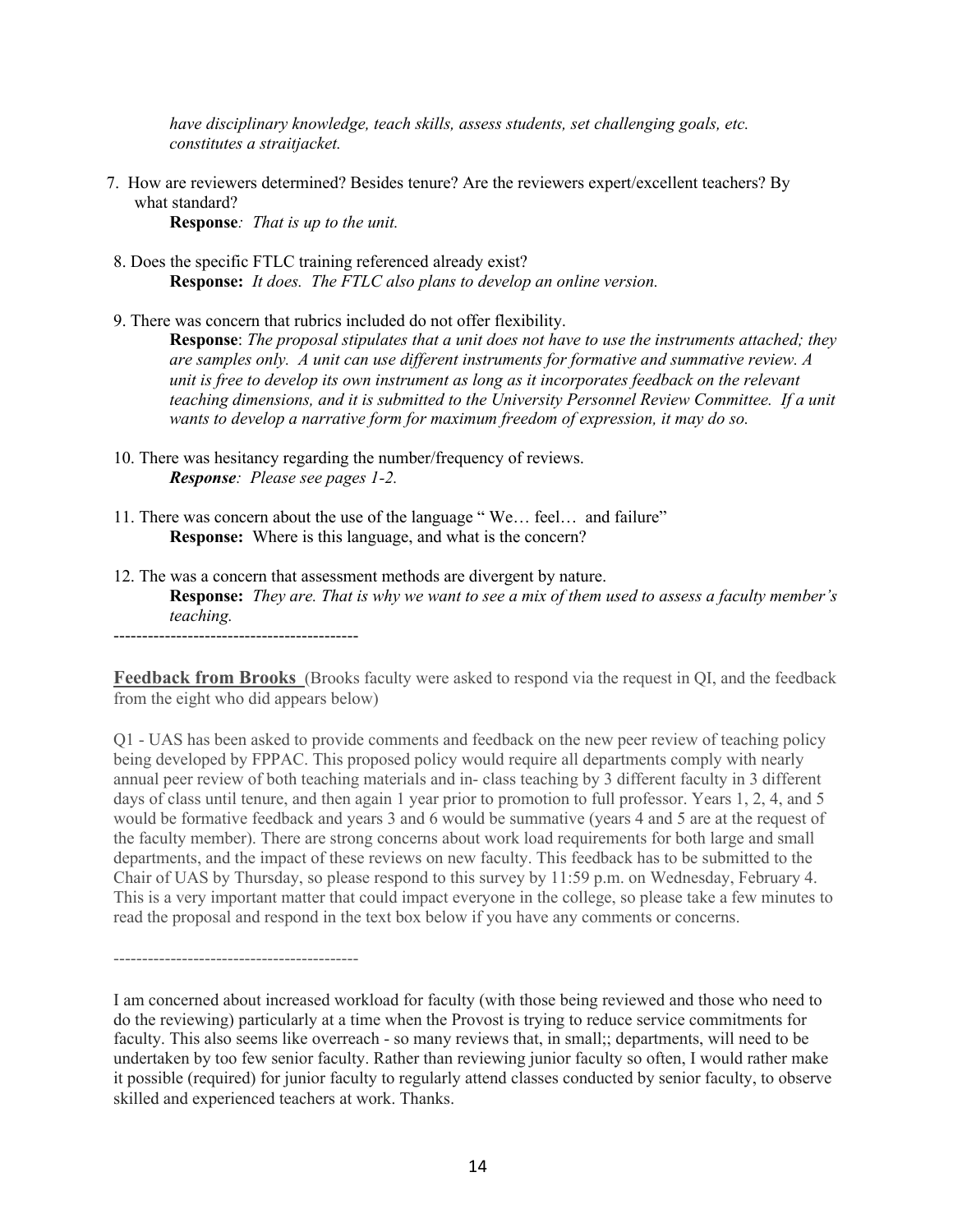*have disciplinary knowledge, teach skills, assess students, set challenging goals, etc. constitutes a straitjacket.*

7. How are reviewers determined? Besides tenure? Are the reviewers expert/excellent teachers? By what standard?
   **Response***: That is up to the unit.*

8. Does the specific FTLC training referenced already exist?
   **Response:** *It does. The FTLC also plans to develop an online version.*

9. There was concern that rubrics included do not offer flexibility.
   **Response**: *The proposal stipulates that a unit does not have to use the instruments attached; they are samples only. A unit can use different instruments for formative and summative review. A unit is free to develop its own instrument as long as it incorporates feedback on the relevant teaching dimensions, and it is submitted to the University Personnel Review Committee. If a unit wants to develop a narrative form for maximum freedom of expression, it may do so.*

10. There was hesitancy regarding the number/frequency of reviews.
    ***Response****: Please see pages 1-2.*

11. There was concern about the use of the language " We… feel… and failure"
    **Response:** Where is this language, and what is the concern?

12. The was a concern that assessment methods are divergent by nature.
    **Response:** *They are. That is why we want to see a mix of them used to assess a faculty member's teaching.*

--------------------------------------------

**Feedback from Brooks** (Brooks faculty were asked to respond via the request in QI, and the feedback from the eight who did appears below)

Q1 - UAS has been asked to provide comments and feedback on the new peer review of teaching policy being developed by FPPAC. This proposed policy would require all departments comply with nearly annual peer review of both teaching materials and in- class teaching by 3 different faculty in 3 different days of class until tenure, and then again 1 year prior to promotion to full professor. Years 1, 2, 4, and 5 would be formative feedback and years 3 and 6 would be summative (years 4 and 5 are at the request of the faculty member). There are strong concerns about work load requirements for both large and small departments, and the impact of these reviews on new faculty. This feedback has to be submitted to the Chair of UAS by Thursday, so please respond to this survey by 11:59 p.m. on Wednesday, February 4. This is a very important matter that could impact everyone in the college, so please take a few minutes to read the proposal and respond in the text box below if you have any comments or concerns.

--------------------------------------------

I am concerned about increased workload for faculty (with those being reviewed and those who need to do the reviewing) particularly at a time when the Provost is trying to reduce service commitments for faculty. This also seems like overreach - so many reviews that, in small;; departments, will need to be undertaken by too few senior faculty. Rather than reviewing junior faculty so often, I would rather make it possible (required) for junior faculty to regularly attend classes conducted by senior faculty, to observe skilled and experienced teachers at work. Thanks.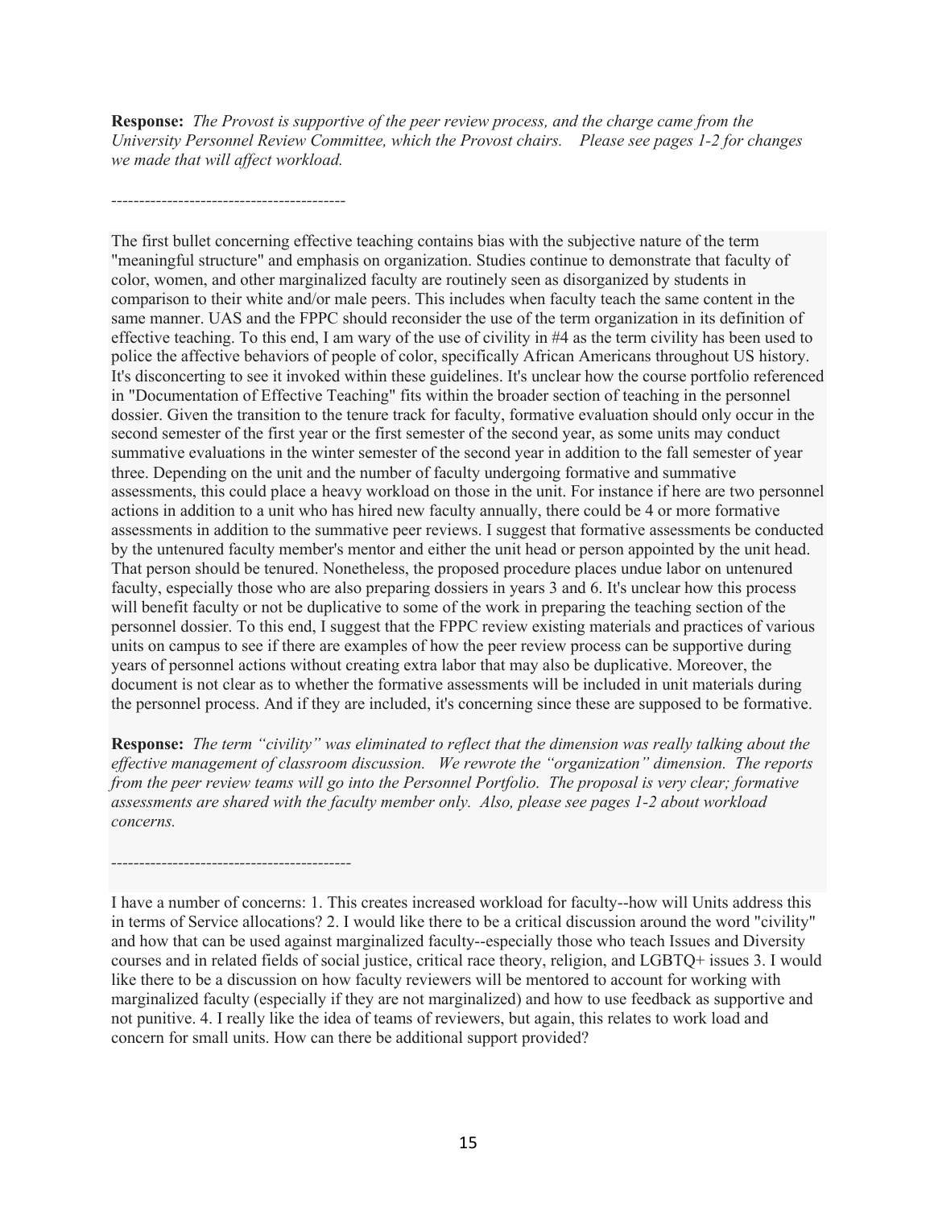**Response:** *The Provost is supportive of the peer review process, and the charge came from the University Personnel Review Committee, which the Provost chairs. Please see pages 1-2 for changes we made that will affect workload.*

------------------------------------------

The first bullet concerning effective teaching contains bias with the subjective nature of the term "meaningful structure" and emphasis on organization. Studies continue to demonstrate that faculty of color, women, and other marginalized faculty are routinely seen as disorganized by students in comparison to their white and/or male peers. This includes when faculty teach the same content in the same manner. UAS and the FPPC should reconsider the use of the term organization in its definition of effective teaching. To this end, I am wary of the use of civility in #4 as the term civility has been used to police the affective behaviors of people of color, specifically African Americans throughout US history. It's disconcerting to see it invoked within these guidelines. It's unclear how the course portfolio referenced in "Documentation of Effective Teaching" fits within the broader section of teaching in the personnel dossier. Given the transition to the tenure track for faculty, formative evaluation should only occur in the second semester of the first year or the first semester of the second year, as some units may conduct summative evaluations in the winter semester of the second year in addition to the fall semester of year three. Depending on the unit and the number of faculty undergoing formative and summative assessments, this could place a heavy workload on those in the unit. For instance if here are two personnel actions in addition to a unit who has hired new faculty annually, there could be 4 or more formative assessments in addition to the summative peer reviews. I suggest that formative assessments be conducted by the untenured faculty member's mentor and either the unit head or person appointed by the unit head. That person should be tenured. Nonetheless, the proposed procedure places undue labor on untenured faculty, especially those who are also preparing dossiers in years 3 and 6. It's unclear how this process will benefit faculty or not be duplicative to some of the work in preparing the teaching section of the personnel dossier. To this end, I suggest that the FPPC review existing materials and practices of various units on campus to see if there are examples of how the peer review process can be supportive during years of personnel actions without creating extra labor that may also be duplicative. Moreover, the document is not clear as to whether the formative assessments will be included in unit materials during the personnel process. And if they are included, it's concerning since these are supposed to be formative.

**Response:** *The term "civility" was eliminated to reflect that the dimension was really talking about the effective management of classroom discussion. We rewrote the "organization" dimension. The reports from the peer review teams will go into the Personnel Portfolio. The proposal is very clear; formative assessments are shared with the faculty member only. Also, please see pages 1-2 about workload concerns.*

-------------------------------------------

I have a number of concerns: 1. This creates increased workload for faculty--how will Units address this in terms of Service allocations? 2. I would like there to be a critical discussion around the word "civility" and how that can be used against marginalized faculty--especially those who teach Issues and Diversity courses and in related fields of social justice, critical race theory, religion, and LGBTQ+ issues 3. I would like there to be a discussion on how faculty reviewers will be mentored to account for working with marginalized faculty (especially if they are not marginalized) and how to use feedback as supportive and not punitive. 4. I really like the idea of teams of reviewers, but again, this relates to work load and concern for small units. How can there be additional support provided?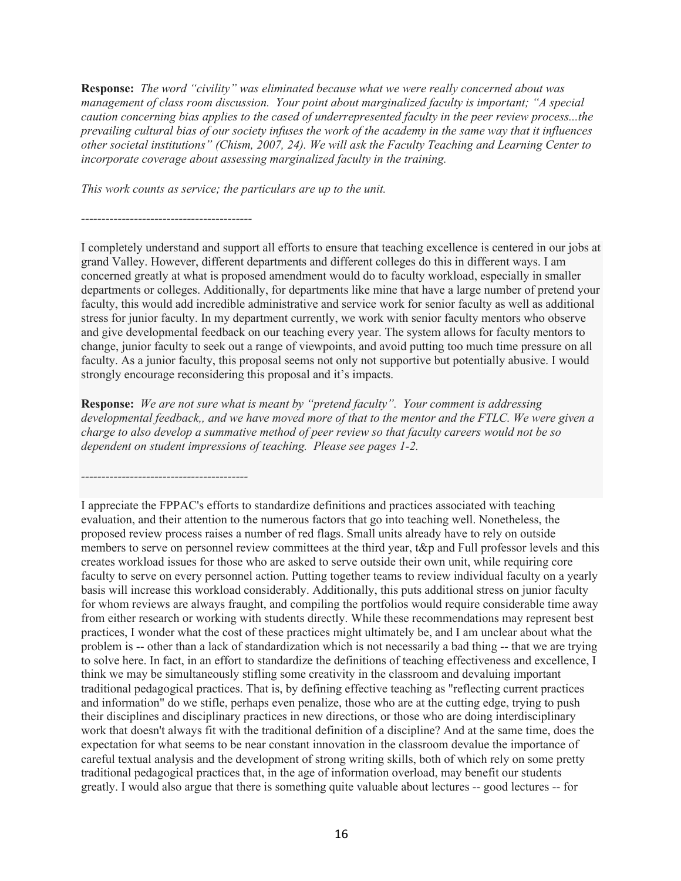**Response:** *The word "civility" was eliminated because what we were really concerned about was management of class room discussion. Your point about marginalized faculty is important; "A special caution concerning bias applies to the cased of underrepresented faculty in the peer review process...the prevailing cultural bias of our society infuses the work of the academy in the same way that it influences other societal institutions" (Chism, 2007, 24). We will ask the Faculty Teaching and Learning Center to incorporate coverage about assessing marginalized faculty in the training.*

*This work counts as service; the particulars are up to the unit.*

------------------------------------------

I completely understand and support all efforts to ensure that teaching excellence is centered in our jobs at grand Valley. However, different departments and different colleges do this in different ways. I am concerned greatly at what is proposed amendment would do to faculty workload, especially in smaller departments or colleges. Additionally, for departments like mine that have a large number of pretend your faculty, this would add incredible administrative and service work for senior faculty as well as additional stress for junior faculty. In my department currently, we work with senior faculty mentors who observe and give developmental feedback on our teaching every year. The system allows for faculty mentors to change, junior faculty to seek out a range of viewpoints, and avoid putting too much time pressure on all faculty. As a junior faculty, this proposal seems not only not supportive but potentially abusive. I would strongly encourage reconsidering this proposal and it's impacts.

**Response:** *We are not sure what is meant by "pretend faculty". Your comment is addressing developmental feedback,, and we have moved more of that to the mentor and the FTLC. We were given a charge to also develop a summative method of peer review so that faculty careers would not be so dependent on student impressions of teaching. Please see pages 1-2.*

------------------------------------------

I appreciate the FPPAC's efforts to standardize definitions and practices associated with teaching evaluation, and their attention to the numerous factors that go into teaching well. Nonetheless, the proposed review process raises a number of red flags. Small units already have to rely on outside members to serve on personnel review committees at the third year, t&p and Full professor levels and this creates workload issues for those who are asked to serve outside their own unit, while requiring core faculty to serve on every personnel action. Putting together teams to review individual faculty on a yearly basis will increase this workload considerably. Additionally, this puts additional stress on junior faculty for whom reviews are always fraught, and compiling the portfolios would require considerable time away from either research or working with students directly. While these recommendations may represent best practices, I wonder what the cost of these practices might ultimately be, and I am unclear about what the problem is -- other than a lack of standardization which is not necessarily a bad thing -- that we are trying to solve here. In fact, in an effort to standardize the definitions of teaching effectiveness and excellence, I think we may be simultaneously stifling some creativity in the classroom and devaluing important traditional pedagogical practices. That is, by defining effective teaching as "reflecting current practices and information" do we stifle, perhaps even penalize, those who are at the cutting edge, trying to push their disciplines and disciplinary practices in new directions, or those who are doing interdisciplinary work that doesn't always fit with the traditional definition of a discipline? And at the same time, does the expectation for what seems to be near constant innovation in the classroom devalue the importance of careful textual analysis and the development of strong writing skills, both of which rely on some pretty traditional pedagogical practices that, in the age of information overload, may benefit our students greatly. I would also argue that there is something quite valuable about lectures -- good lectures -- for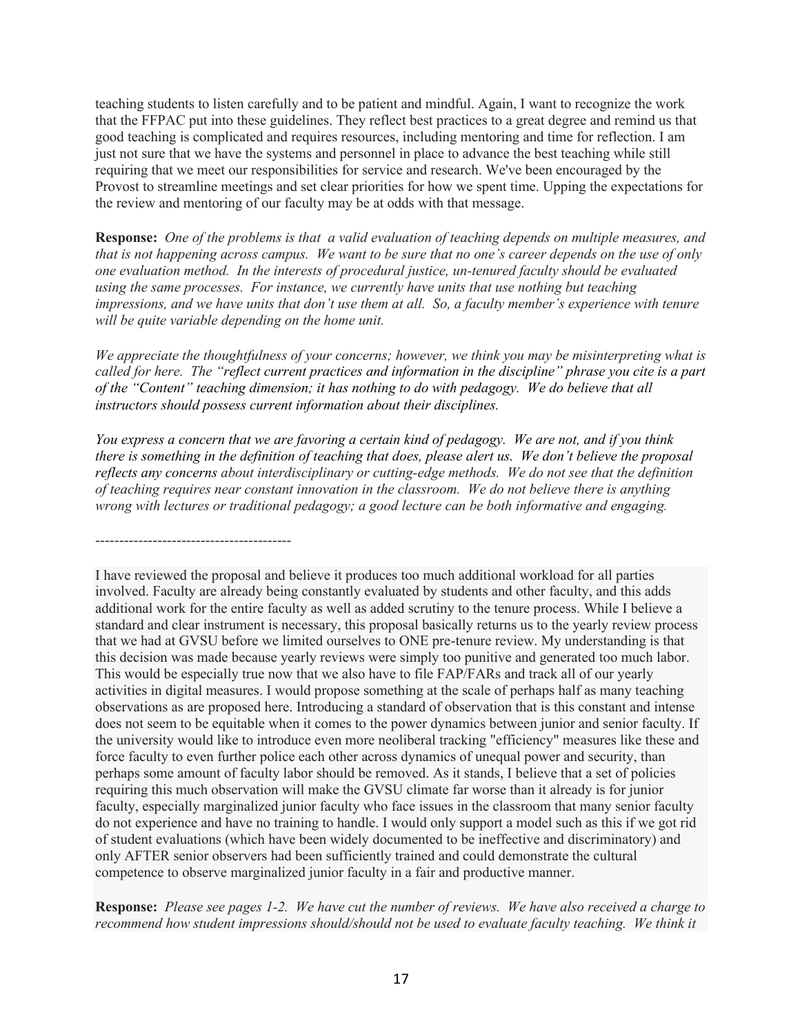teaching students to listen carefully and to be patient and mindful. Again, I want to recognize the work that the FFPAC put into these guidelines. They reflect best practices to a great degree and remind us that good teaching is complicated and requires resources, including mentoring and time for reflection. I am just not sure that we have the systems and personnel in place to advance the best teaching while still requiring that we meet our responsibilities for service and research. We've been encouraged by the Provost to streamline meetings and set clear priorities for how we spent time. Upping the expectations for the review and mentoring of our faculty may be at odds with that message.

**Response:** *One of the problems is that a valid evaluation of teaching depends on multiple measures, and that is not happening across campus. We want to be sure that no one's career depends on the use of only one evaluation method. In the interests of procedural justice, un-tenured faculty should be evaluated using the same processes. For instance, we currently have units that use nothing but teaching impressions, and we have units that don't use them at all. So, a faculty member's experience with tenure will be quite variable depending on the home unit.*

*We appreciate the thoughtfulness of your concerns; however, we think you may be misinterpreting what is called for here. The "reflect current practices and information in the discipline" phrase you cite is a part of the "Content" teaching dimension; it has nothing to do with pedagogy. We do believe that all instructors should possess current information about their disciplines.*

*You express a concern that we are favoring a certain kind of pedagogy. We are not, and if you think there is something in the definition of teaching that does, please alert us. We don't believe the proposal reflects any concerns about interdisciplinary or cutting-edge methods. We do not see that the definition of teaching requires near constant innovation in the classroom. We do not believe there is anything wrong with lectures or traditional pedagogy; a good lecture can be both informative and engaging.*

------------------------------------------

I have reviewed the proposal and believe it produces too much additional workload for all parties involved. Faculty are already being constantly evaluated by students and other faculty, and this adds additional work for the entire faculty as well as added scrutiny to the tenure process. While I believe a standard and clear instrument is necessary, this proposal basically returns us to the yearly review process that we had at GVSU before we limited ourselves to ONE pre-tenure review. My understanding is that this decision was made because yearly reviews were simply too punitive and generated too much labor. This would be especially true now that we also have to file FAP/FARs and track all of our yearly activities in digital measures. I would propose something at the scale of perhaps half as many teaching observations as are proposed here. Introducing a standard of observation that is this constant and intense does not seem to be equitable when it comes to the power dynamics between junior and senior faculty. If the university would like to introduce even more neoliberal tracking "efficiency" measures like these and force faculty to even further police each other across dynamics of unequal power and security, than perhaps some amount of faculty labor should be removed. As it stands, I believe that a set of policies requiring this much observation will make the GVSU climate far worse than it already is for junior faculty, especially marginalized junior faculty who face issues in the classroom that many senior faculty do not experience and have no training to handle. I would only support a model such as this if we got rid of student evaluations (which have been widely documented to be ineffective and discriminatory) and only AFTER senior observers had been sufficiently trained and could demonstrate the cultural competence to observe marginalized junior faculty in a fair and productive manner.

**Response:** *Please see pages 1-2. We have cut the number of reviews. We have also received a charge to recommend how student impressions should/should not be used to evaluate faculty teaching. We think it*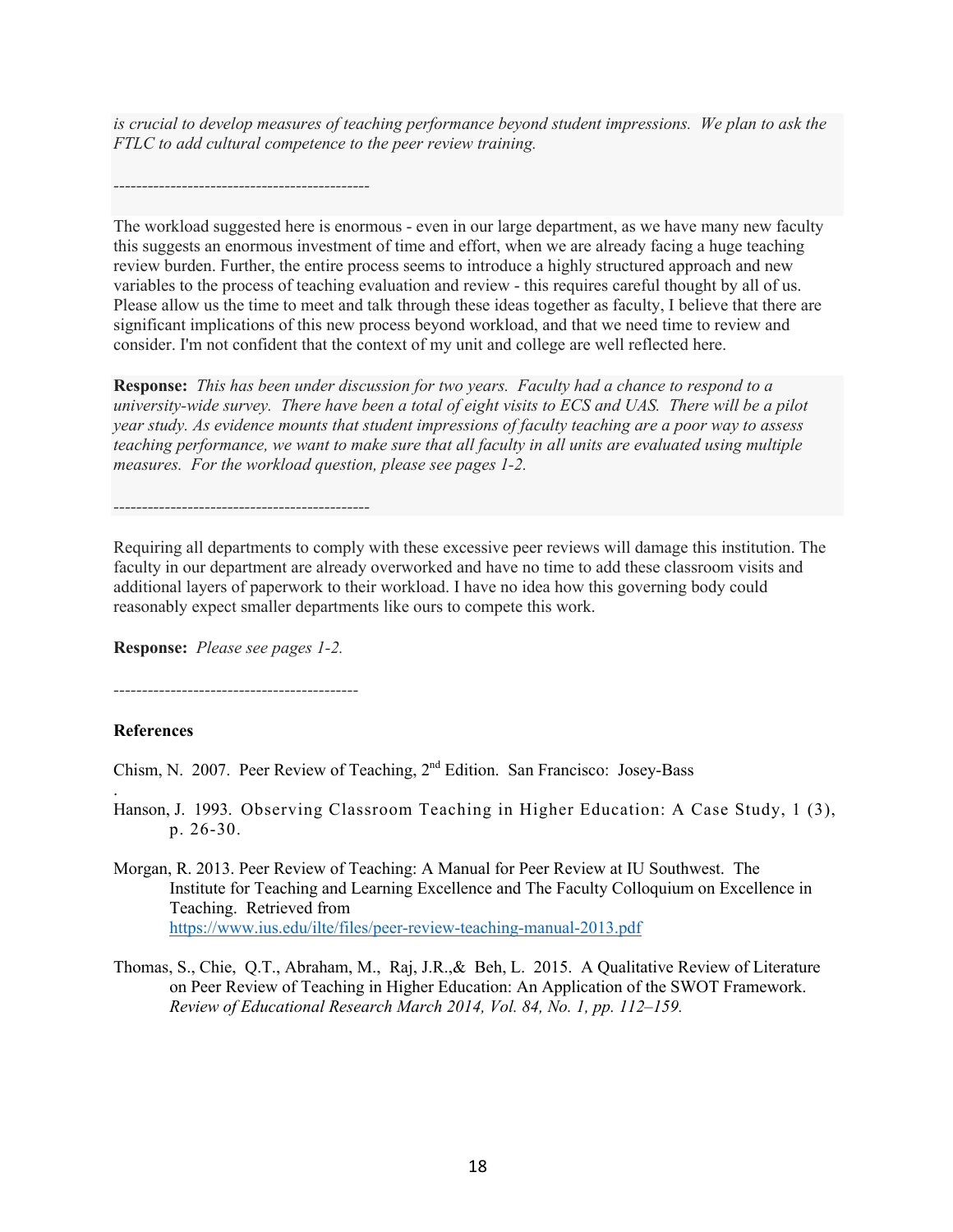*is crucial to develop measures of teaching performance beyond student impressions. We plan to ask the FTLC to add cultural competence to the peer review training.*

---------------------------------------------

The workload suggested here is enormous - even in our large department, as we have many new faculty this suggests an enormous investment of time and effort, when we are already facing a huge teaching review burden. Further, the entire process seems to introduce a highly structured approach and new variables to the process of teaching evaluation and review - this requires careful thought by all of us. Please allow us the time to meet and talk through these ideas together as faculty, I believe that there are significant implications of this new process beyond workload, and that we need time to review and consider. I'm not confident that the context of my unit and college are well reflected here.

**Response:** *This has been under discussion for two years. Faculty had a chance to respond to a university-wide survey. There have been a total of eight visits to ECS and UAS. There will be a pilot year study. As evidence mounts that student impressions of faculty teaching are a poor way to assess teaching performance, we want to make sure that all faculty in all units are evaluated using multiple measures. For the workload question, please see pages 1-2.*

---------------------------------------------

Requiring all departments to comply with these excessive peer reviews will damage this institution. The faculty in our department are already overworked and have no time to add these classroom visits and additional layers of paperwork to their workload. I have no idea how this governing body could reasonably expect smaller departments like ours to compete this work.

**Response:** *Please see pages 1-2.*

-------------------------------------------

**References**

Chism, N. 2007. Peer Review of Teaching, 2nd Edition. San Francisco: Josey-Bass

.

Hanson, J. 1993. Observing Classroom Teaching in Higher Education: A Case Study, 1 (3), p. 26-30.

Morgan, R. 2013. Peer Review of Teaching: A Manual for Peer Review at IU Southwest. The Institute for Teaching and Learning Excellence and The Faculty Colloquium on Excellence in Teaching. Retrieved from https://www.ius.edu/ilte/files/peer-review-teaching-manual-2013.pdf

Thomas, S., Chie, Q.T., Abraham, M., Raj, J.R.,& Beh, L. 2015. A Qualitative Review of Literature on Peer Review of Teaching in Higher Education: An Application of the SWOT Framework. *Review of Educational Research March 2014, Vol. 84, No. 1, pp. 112–159.*